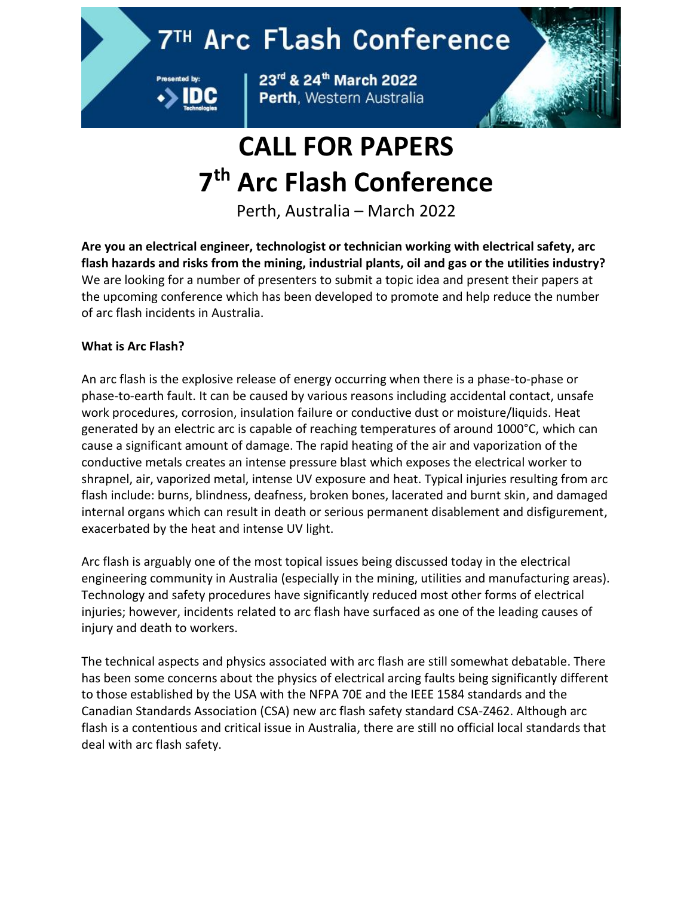# 7TH Arc Flash Conference

Presented by: IDC Technologies

23rd & 24th March 2022
Perth, Western Australia

# CALL FOR PAPERS
# 7th Arc Flash Conference

Perth, Australia – March 2022

**Are you an electrical engineer, technologist or technician working with electrical safety, arc flash hazards and risks from the mining, industrial plants, oil and gas or the utilities industry?** We are looking for a number of presenters to submit a topic idea and present their papers at the upcoming conference which has been developed to promote and help reduce the number of arc flash incidents in Australia.

**What is Arc Flash?**

An arc flash is the explosive release of energy occurring when there is a phase-to-phase or phase-to-earth fault. It can be caused by various reasons including accidental contact, unsafe work procedures, corrosion, insulation failure or conductive dust or moisture/liquids. Heat generated by an electric arc is capable of reaching temperatures of around 1000°C, which can cause a significant amount of damage. The rapid heating of the air and vaporization of the conductive metals creates an intense pressure blast which exposes the electrical worker to shrapnel, air, vaporized metal, intense UV exposure and heat. Typical injuries resulting from arc flash include: burns, blindness, deafness, broken bones, lacerated and burnt skin, and damaged internal organs which can result in death or serious permanent disablement and disfigurement, exacerbated by the heat and intense UV light.

Arc flash is arguably one of the most topical issues being discussed today in the electrical engineering community in Australia (especially in the mining, utilities and manufacturing areas). Technology and safety procedures have significantly reduced most other forms of electrical injuries; however, incidents related to arc flash have surfaced as one of the leading causes of injury and death to workers.

The technical aspects and physics associated with arc flash are still somewhat debatable. There has been some concerns about the physics of electrical arcing faults being significantly different to those established by the USA with the NFPA 70E and the IEEE 1584 standards and the Canadian Standards Association (CSA) new arc flash safety standard CSA-Z462. Although arc flash is a contentious and critical issue in Australia, there are still no official local standards that deal with arc flash safety.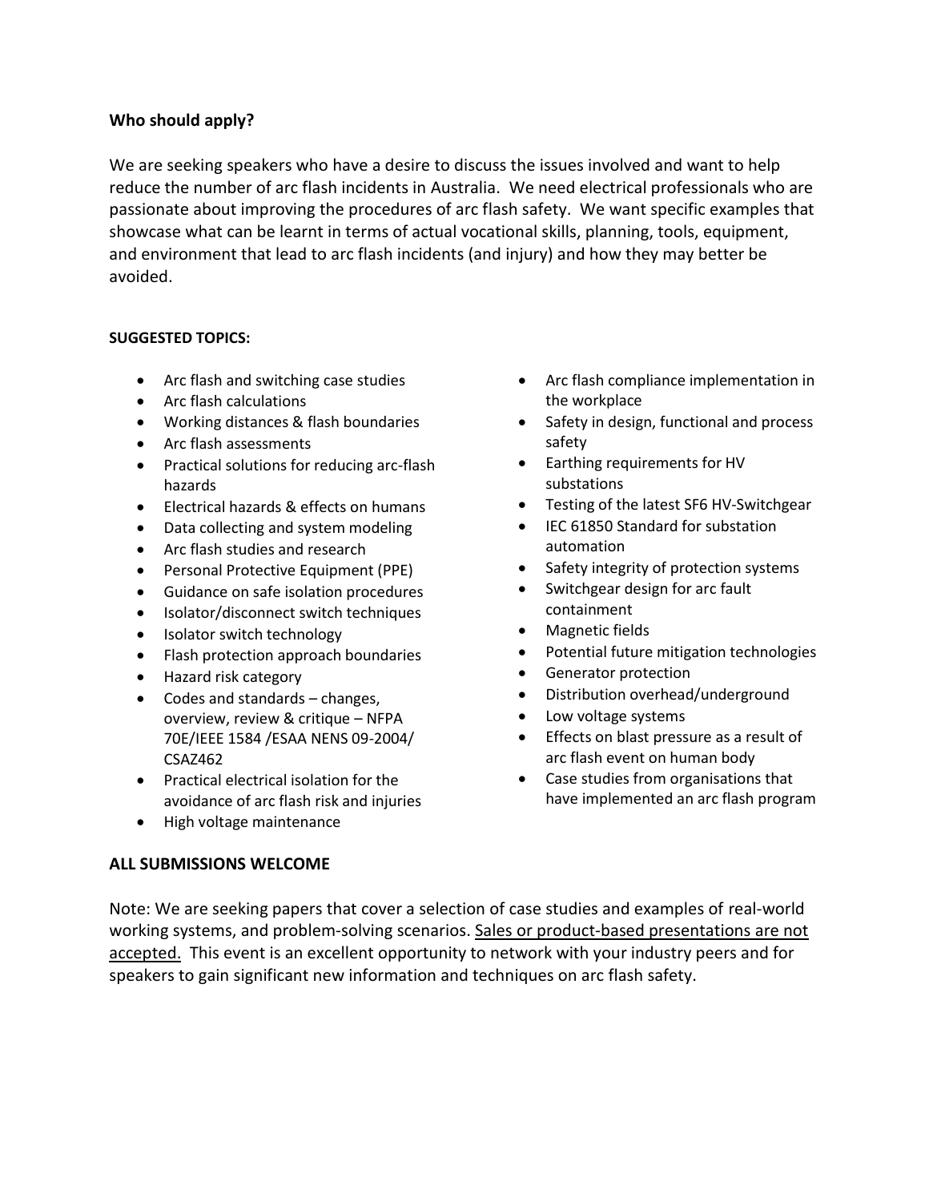**Who should apply?**

We are seeking speakers who have a desire to discuss the issues involved and want to help reduce the number of arc flash incidents in Australia. We need electrical professionals who are passionate about improving the procedures of arc flash safety. We want specific examples that showcase what can be learnt in terms of actual vocational skills, planning, tools, equipment, and environment that lead to arc flash incidents (and injury) and how they may better be avoided.

**SUGGESTED TOPICS:**

- Arc flash and switching case studies
- Arc flash calculations
- Working distances & flash boundaries
- Arc flash assessments
- Practical solutions for reducing arc-flash hazards
- Electrical hazards & effects on humans
- Data collecting and system modeling
- Arc flash studies and research
- Personal Protective Equipment (PPE)
- Guidance on safe isolation procedures
- Isolator/disconnect switch techniques
- Isolator switch technology
- Flash protection approach boundaries
- Hazard risk category
- Codes and standards – changes, overview, review & critique – NFPA 70E/IEEE 1584 /ESAA NENS 09-2004/ CSAZ462
- Practical electrical isolation for the avoidance of arc flash risk and injuries
- High voltage maintenance
- Arc flash compliance implementation in the workplace
- Safety in design, functional and process safety
- Earthing requirements for HV substations
- Testing of the latest SF6 HV-Switchgear
- IEC 61850 Standard for substation automation
- Safety integrity of protection systems
- Switchgear design for arc fault containment
- Magnetic fields
- Potential future mitigation technologies
- Generator protection
- Distribution overhead/underground
- Low voltage systems
- Effects on blast pressure as a result of arc flash event on human body
- Case studies from organisations that have implemented an arc flash program

**ALL SUBMISSIONS WELCOME**

Note: We are seeking papers that cover a selection of case studies and examples of real-world working systems, and problem-solving scenarios. <u>Sales or product-based presentations are not accepted.</u> This event is an excellent opportunity to network with your industry peers and for speakers to gain significant new information and techniques on arc flash safety.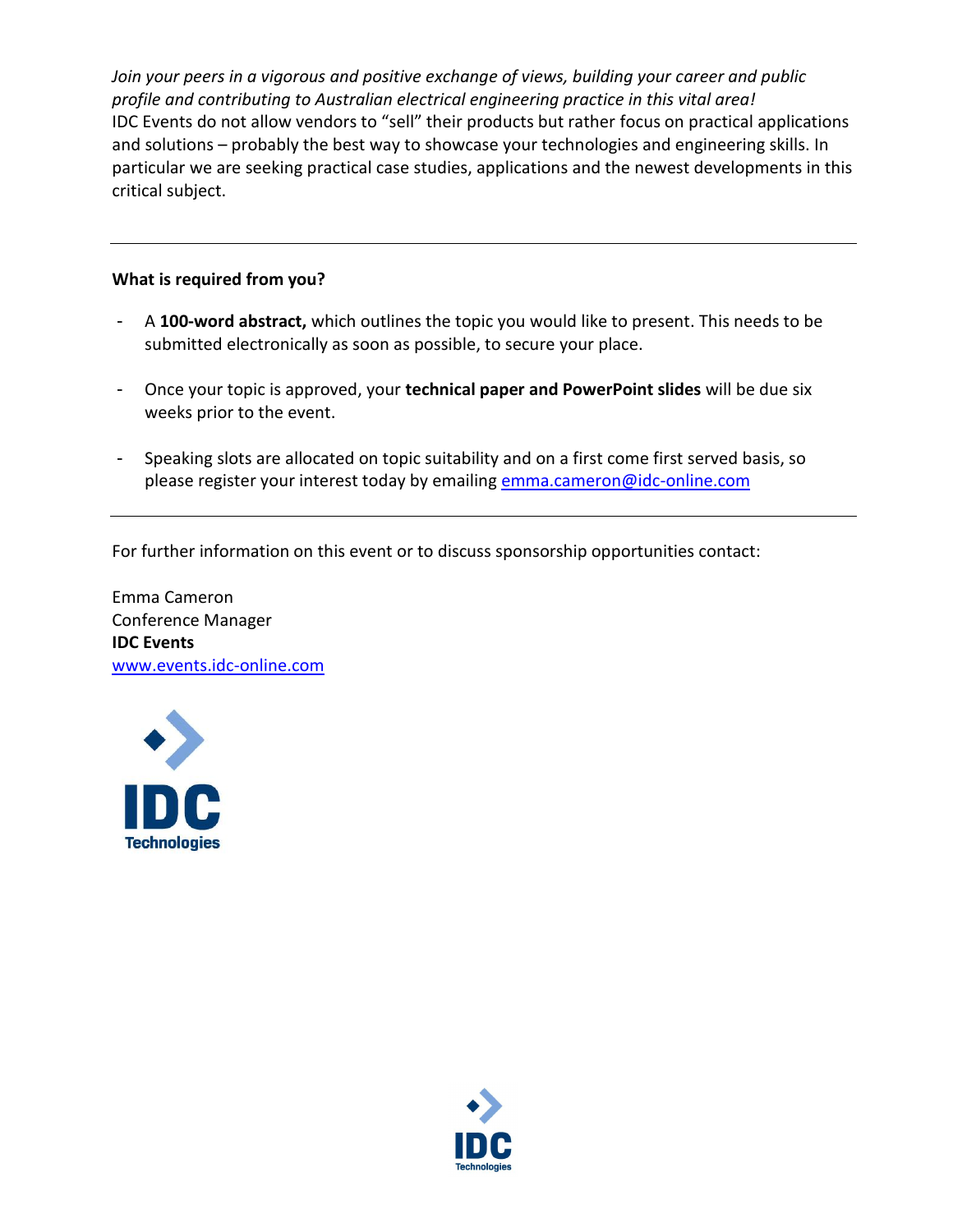*Join your peers in a vigorous and positive exchange of views, building your career and public profile and contributing to Australian electrical engineering practice in this vital area!*
IDC Events do not allow vendors to "sell" their products but rather focus on practical applications and solutions – probably the best way to showcase your technologies and engineering skills. In particular we are seeking practical case studies, applications and the newest developments in this critical subject.

---

**What is required from you?**

- A **100-word abstract,** which outlines the topic you would like to present. This needs to be submitted electronically as soon as possible, to secure your place.

- Once your topic is approved, your **technical paper and PowerPoint slides** will be due six weeks prior to the event.

- Speaking slots are allocated on topic suitability and on a first come first served basis, so please register your interest today by emailing emma.cameron@idc-online.com

---

For further information on this event or to discuss sponsorship opportunities contact:

Emma Cameron
Conference Manager
**IDC Events**
www.events.idc-online.com

IDC Technologies